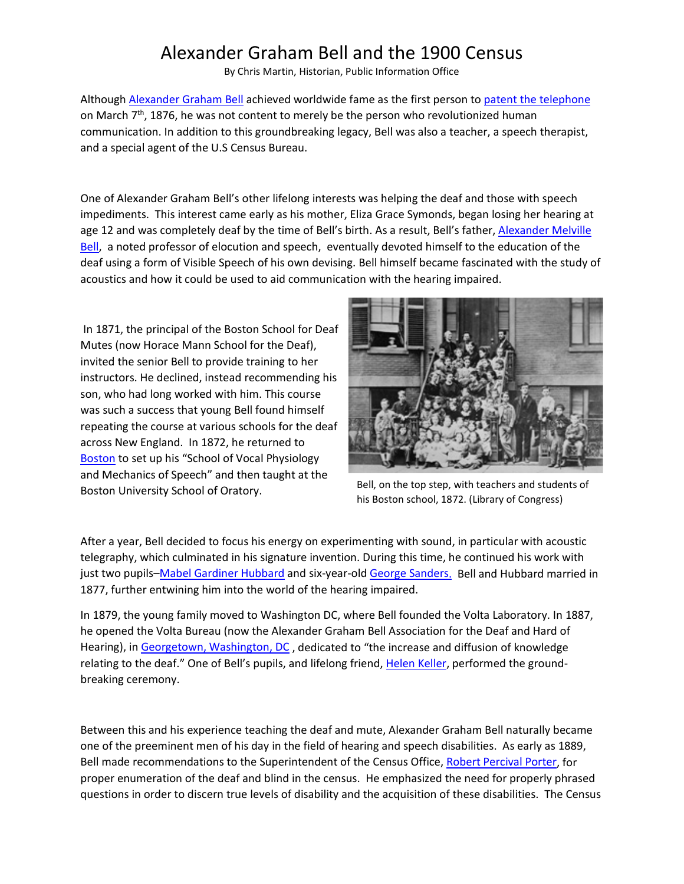# Alexander Graham Bell and the 1900 Census

By Chris Martin, Historian, Public Information Office

Although Alexander Graham Bell achieved worldwide fame as the first person to patent the telephone on March 7th, 1876, he was not content to merely be the person who revolutionized human communication. In addition to this groundbreaking legacy, Bell was also a teacher, a speech therapist, and a special agent of the U.S Census Bureau.

One of Alexander Graham Bell's other lifelong interests was helping the deaf and those with speech impediments. This interest came early as his mother, Eliza Grace Symonds, began losing her hearing at age 12 and was completely deaf by the time of Bell's birth. As a result, Bell's father, Alexander Melville Bell, a noted professor of elocution and speech, eventually devoted himself to the education of the deaf using a form of Visible Speech of his own devising. Bell himself became fascinated with the study of acoustics and how it could be used to aid communication with the hearing impaired.

In 1871, the principal of the Boston School for Deaf Mutes (now Horace Mann School for the Deaf), invited the senior Bell to provide training to her instructors. He declined, instead recommending his son, who had long worked with him. This course was such a success that young Bell found himself repeating the course at various schools for the deaf across New England. In 1872, he returned to Boston to set up his "School of Vocal Physiology and Mechanics of Speech" and then taught at the Boston University School of Oratory.

Bell, on the top step, with teachers and students of his Boston school, 1872. (Library of Congress)

After a year, Bell decided to focus his energy on experimenting with sound, in particular with acoustic telegraphy, which culminated in his signature invention. During this time, he continued his work with just two pupils–Mabel Gardiner Hubbard and six-year-old George Sanders. Bell and Hubbard married in 1877, further entwining him into the world of the hearing impaired.

In 1879, the young family moved to Washington DC, where Bell founded the Volta Laboratory. In 1887, he opened the Volta Bureau (now the Alexander Graham Bell Association for the Deaf and Hard of Hearing), in Georgetown, Washington, DC , dedicated to "the increase and diffusion of knowledge relating to the deaf." One of Bell's pupils, and lifelong friend, Helen Keller, performed the ground-breaking ceremony.

Between this and his experience teaching the deaf and mute, Alexander Graham Bell naturally became one of the preeminent men of his day in the field of hearing and speech disabilities. As early as 1889, Bell made recommendations to the Superintendent of the Census Office, Robert Percival Porter, for proper enumeration of the deaf and blind in the census. He emphasized the need for properly phrased questions in order to discern true levels of disability and the acquisition of these disabilities. The Census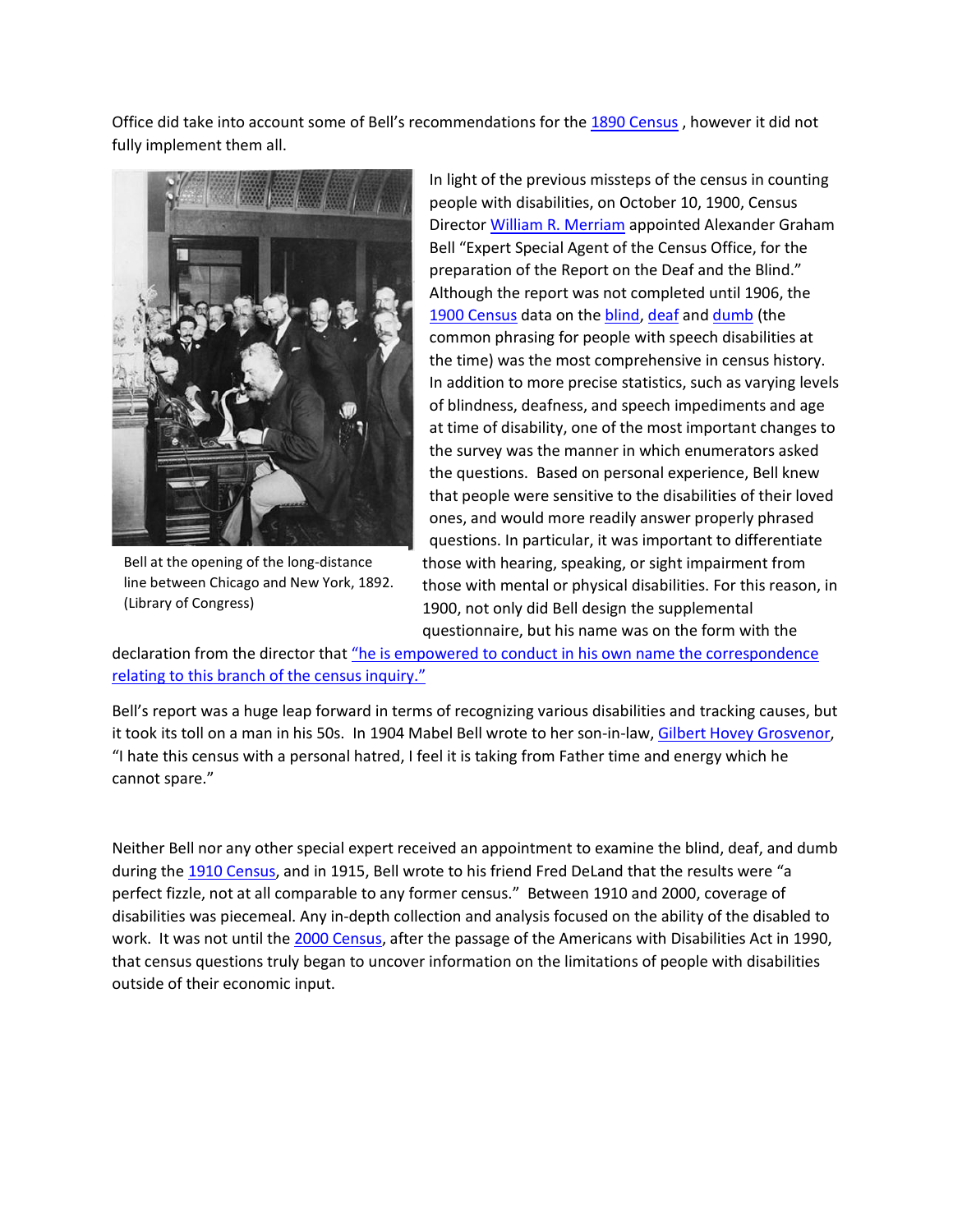Office did take into account some of Bell's recommendations for the 1890 Census , however it did not fully implement them all.

In light of the previous missteps of the census in counting people with disabilities, on October 10, 1900, Census Director William R. Merriam appointed Alexander Graham Bell "Expert Special Agent of the Census Office, for the preparation of the Report on the Deaf and the Blind." Although the report was not completed until 1906, the 1900 Census data on the blind, deaf and dumb (the common phrasing for people with speech disabilities at the time) was the most comprehensive in census history. In addition to more precise statistics, such as varying levels of blindness, deafness, and speech impediments and age at time of disability, one of the most important changes to the survey was the manner in which enumerators asked the questions. Based on personal experience, Bell knew that people were sensitive to the disabilities of their loved ones, and would more readily answer properly phrased questions. In particular, it was important to differentiate those with hearing, speaking, or sight impairment from those with mental or physical disabilities. For this reason, in 1900, not only did Bell design the supplemental questionnaire, but his name was on the form with the declaration from the director that "he is empowered to conduct in his own name the correspondence relating to this branch of the census inquiry."

Bell at the opening of the long-distance line between Chicago and New York, 1892. (Library of Congress)

Bell's report was a huge leap forward in terms of recognizing various disabilities and tracking causes, but it took its toll on a man in his 50s. In 1904 Mabel Bell wrote to her son-in-law, Gilbert Hovey Grosvenor, "I hate this census with a personal hatred, I feel it is taking from Father time and energy which he cannot spare."

Neither Bell nor any other special expert received an appointment to examine the blind, deaf, and dumb during the 1910 Census, and in 1915, Bell wrote to his friend Fred DeLand that the results were "a perfect fizzle, not at all comparable to any former census." Between 1910 and 2000, coverage of disabilities was piecemeal. Any in-depth collection and analysis focused on the ability of the disabled to work. It was not until the 2000 Census, after the passage of the Americans with Disabilities Act in 1990, that census questions truly began to uncover information on the limitations of people with disabilities outside of their economic input.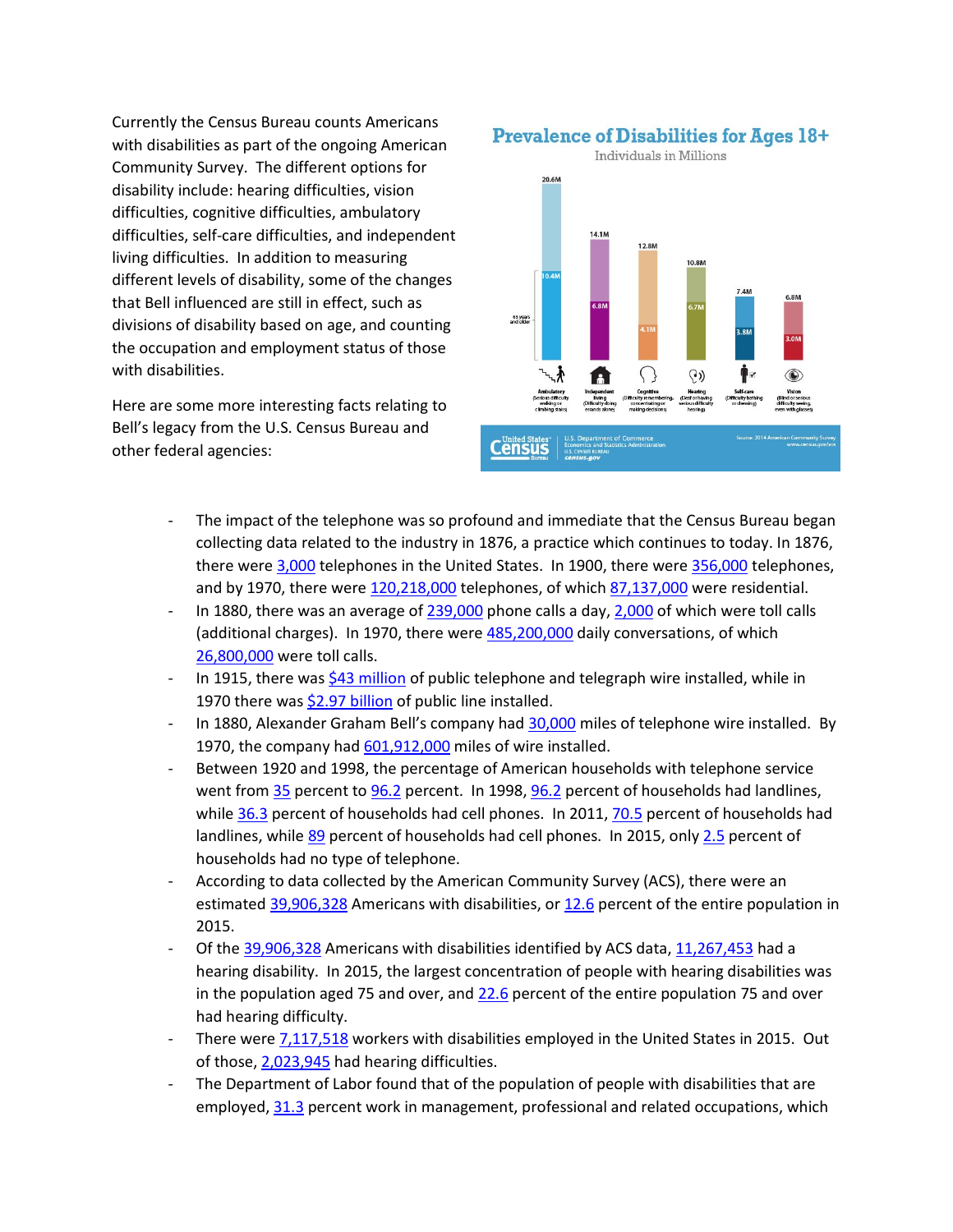Currently the Census Bureau counts Americans with disabilities as part of the ongoing American Community Survey. The different options for disability include: hearing difficulties, vision difficulties, cognitive difficulties, ambulatory difficulties, self-care difficulties, and independent living difficulties. In addition to measuring different levels of disability, some of the changes that Bell influenced are still in effect, such as divisions of disability based on age, and counting the occupation and employment status of those with disabilities.

Here are some more interesting facts relating to Bell's legacy from the U.S. Census Bureau and other federal agencies:

- The impact of the telephone was so profound and immediate that the Census Bureau began collecting data related to the industry in 1876, a practice which continues to today. In 1876, there were 3,000 telephones in the United States. In 1900, there were 356,000 telephones, and by 1970, there were 120,218,000 telephones, of which 87,137,000 were residential.
- In 1880, there was an average of 239,000 phone calls a day, 2,000 of which were toll calls (additional charges). In 1970, there were 485,200,000 daily conversations, of which 26,800,000 were toll calls.
- In 1915, there was $43 million of public telephone and telegraph wire installed, while in 1970 there was $2.97 billion of public line installed.
- In 1880, Alexander Graham Bell's company had 30,000 miles of telephone wire installed. By 1970, the company had 601,912,000 miles of wire installed.
- Between 1920 and 1998, the percentage of American households with telephone service went from 35 percent to 96.2 percent. In 1998, 96.2 percent of households had landlines, while 36.3 percent of households had cell phones. In 2011, 70.5 percent of households had landlines, while 89 percent of households had cell phones. In 2015, only 2.5 percent of households had no type of telephone.
- According to data collected by the American Community Survey (ACS), there were an estimated 39,906,328 Americans with disabilities, or 12.6 percent of the entire population in 2015.
- Of the 39,906,328 Americans with disabilities identified by ACS data, 11,267,453 had a hearing disability. In 2015, the largest concentration of people with hearing disabilities was in the population aged 75 and over, and 22.6 percent of the entire population 75 and over had hearing difficulty.
- There were 7,117,518 workers with disabilities employed in the United States in 2015. Out of those, 2,023,945 had hearing difficulties.
- The Department of Labor found that of the population of people with disabilities that are employed, 31.3 percent work in management, professional and related occupations, which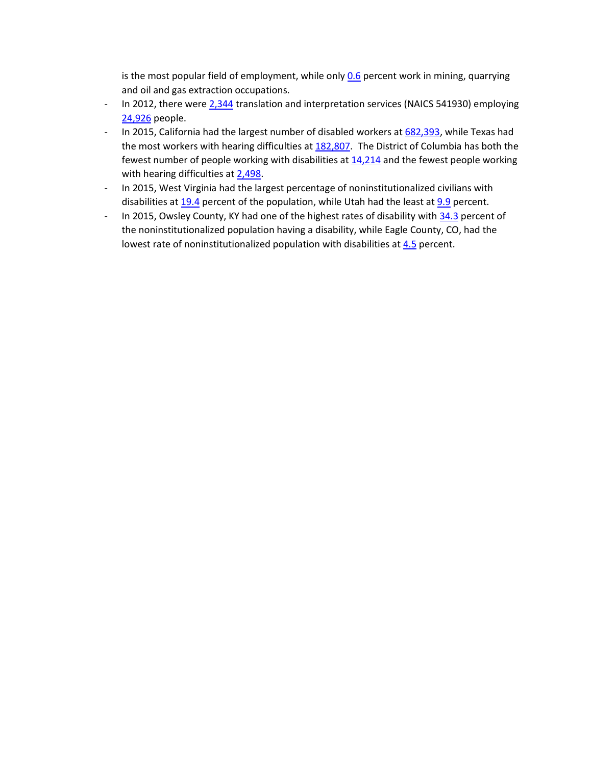is the most popular field of employment, while only 0.6 percent work in mining, quarrying and oil and gas extraction occupations.

- In 2012, there were 2,344 translation and interpretation services (NAICS 541930) employing 24,926 people.
- In 2015, California had the largest number of disabled workers at 682,393, while Texas had the most workers with hearing difficulties at 182,807. The District of Columbia has both the fewest number of people working with disabilities at 14,214 and the fewest people working with hearing difficulties at 2,498.
- In 2015, West Virginia had the largest percentage of noninstitutionalized civilians with disabilities at 19.4 percent of the population, while Utah had the least at 9.9 percent.
- In 2015, Owsley County, KY had one of the highest rates of disability with 34.3 percent of the noninstitutionalized population having a disability, while Eagle County, CO, had the lowest rate of noninstitutionalized population with disabilities at 4.5 percent.